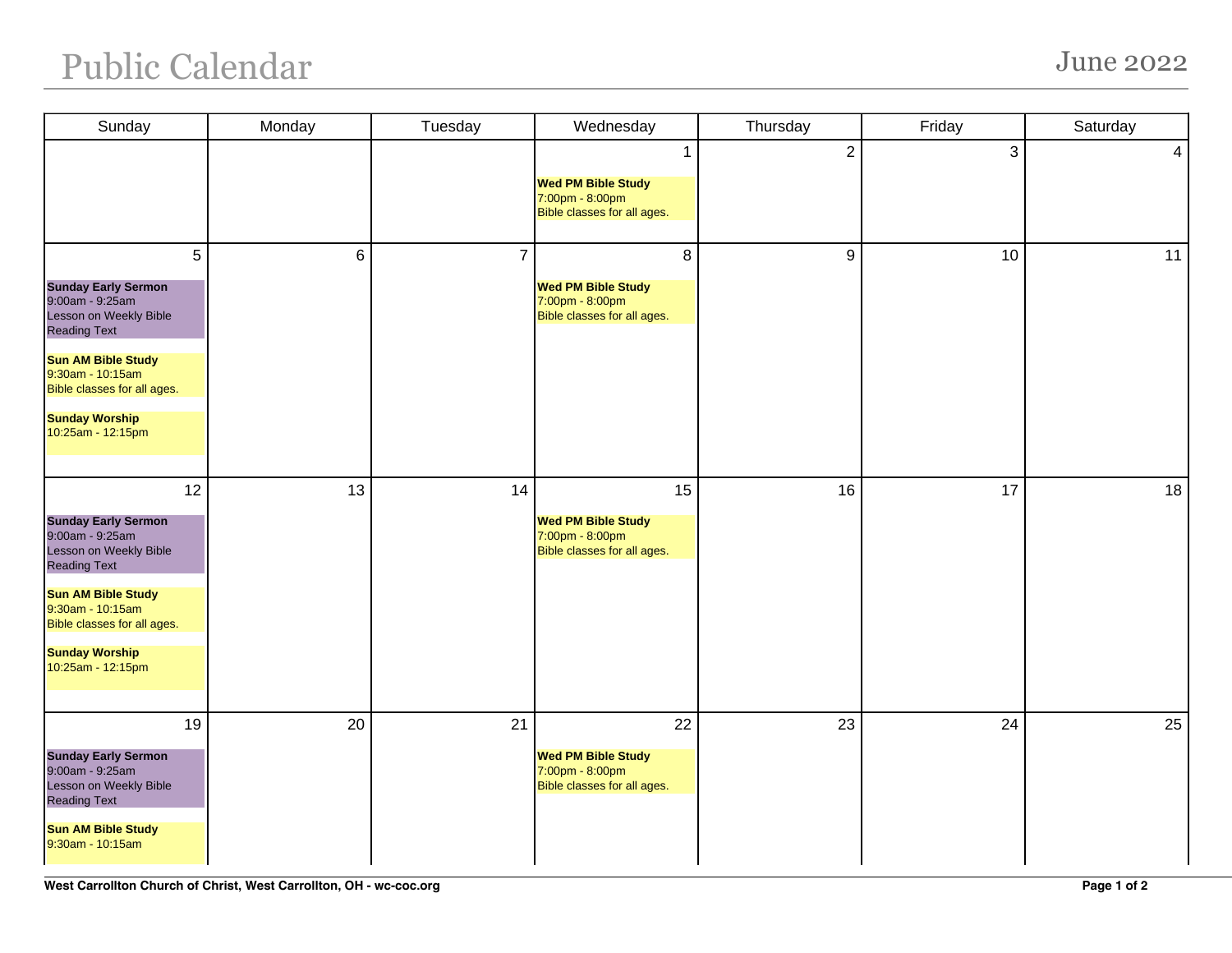# Public Calendar

## June 2022

| Sunday | Monday | Tuesday | Wednesday | Thursday | Friday | Saturday |
|---|---|---|---|---|---|---|
| | | | 1<br>**Wed PM Bible Study**<br>7:00pm - 8:00pm<br>Bible classes for all ages. | 2 | 3 | 4 |
| 5<br>**Sunday Early Sermon**<br>9:00am - 9:25am<br>Lesson on Weekly Bible Reading Text<br><br>**Sun AM Bible Study**<br>9:30am - 10:15am<br>Bible classes for all ages.<br><br>**Sunday Worship**<br>10:25am - 12:15pm | 6 | 7 | 8<br>**Wed PM Bible Study**<br>7:00pm - 8:00pm<br>Bible classes for all ages. | 9 | 10 | 11 |
| 12<br>**Sunday Early Sermon**<br>9:00am - 9:25am<br>Lesson on Weekly Bible Reading Text<br><br>**Sun AM Bible Study**<br>9:30am - 10:15am<br>Bible classes for all ages.<br><br>**Sunday Worship**<br>10:25am - 12:15pm | 13 | 14 | 15<br>**Wed PM Bible Study**<br>7:00pm - 8:00pm<br>Bible classes for all ages. | 16 | 17 | 18 |
| 19<br>**Sunday Early Sermon**<br>9:00am - 9:25am<br>Lesson on Weekly Bible Reading Text<br><br>**Sun AM Bible Study**<br>9:30am - 10:15am | 20 | 21 | 22<br>**Wed PM Bible Study**<br>7:00pm - 8:00pm<br>Bible classes for all ages. | 23 | 24 | 25 |

**West Carrollton Church of Christ, West Carrollton, OH - wc-coc.org**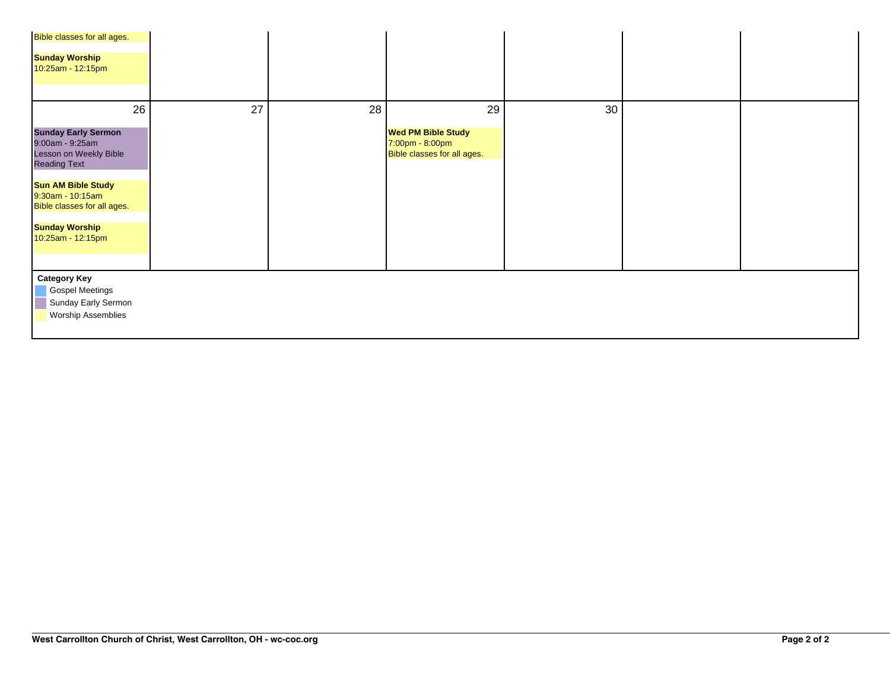| | | | | | | |
|---|---|---|---|---|---|---|
| Bible classes for all ages.<br><br>**Sunday Worship**<br>10:25am - 12:15pm | | | | | | |
| 26<br><br>**Sunday Early Sermon**<br>9:00am - 9:25am<br>Lesson on Weekly Bible Reading Text<br><br>**Sun AM Bible Study**<br>9:30am - 10:15am<br>Bible classes for all ages.<br><br>**Sunday Worship**<br>10:25am - 12:15pm | 27 | 28 | 29<br><br>**Wed PM Bible Study**<br>7:00pm - 8:00pm<br>Bible classes for all ages. | 30 | | |

**Category Key**

- Gospel Meetings
- Sunday Early Sermon
- Worship Assemblies

**West Carrollton Church of Christ, West Carrollton, OH - wc-coc.org**